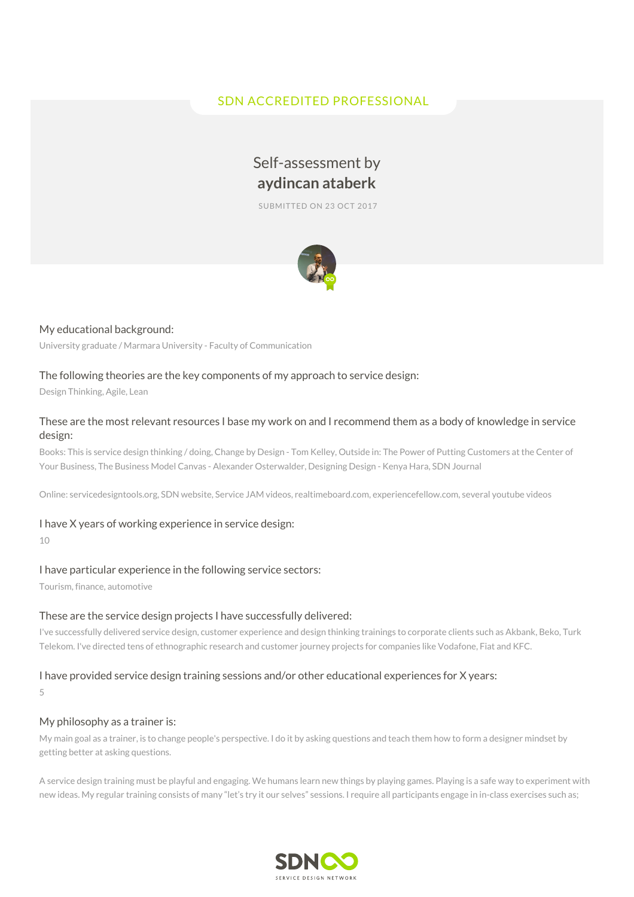SDN ACCREDITED PROFESSIONAL

# Self-assessment by **aydincan ataberk**

SUBMITTED ON 23 OCT 2017

### My educational background:

University graduate / Marmara University - Faculty of Communication

### The following theories are the key components of my approach to service design:

Design Thinking, Agile, Lean

### These are the most relevant resources I base my work on and I recommend them as a body of knowledge in service design:

Books: This is service design thinking / doing, Change by Design - Tom Kelley, Outside in: The Power of Putting Customers at the Center of Your Business, The Business Model Canvas - Alexander Osterwalder, Designing Design - Kenya Hara, SDN Journal

Online: servicedesigntools.org, SDN website, Service JAM videos, realtimeboard.com, experiencefellow.com, several youtube videos

### I have X years of working experience in service design:

10

### I have particular experience in the following service sectors:

Tourism, finance, automotive

### These are the service design projects I have successfully delivered:

I've successfully delivered service design, customer experience and design thinking trainings to corporate clients such as Akbank, Beko, Turk Telekom. I've directed tens of ethnographic research and customer journey projects for companies like Vodafone, Fiat and KFC.

### I have provided service design training sessions and/or other educational experiences for X years:

5

### My philosophy as a trainer is:

My main goal as a trainer, is to change people's perspective. I do it by asking questions and teach them how to form a designer mindset by getting better at asking questions.

A service design training must be playful and engaging. We humans learn new things by playing games. Playing is a safe way to experiment with new ideas. My regular training consists of many "let's try it our selves" sessions. I require all participants engage in in-class exercises such as;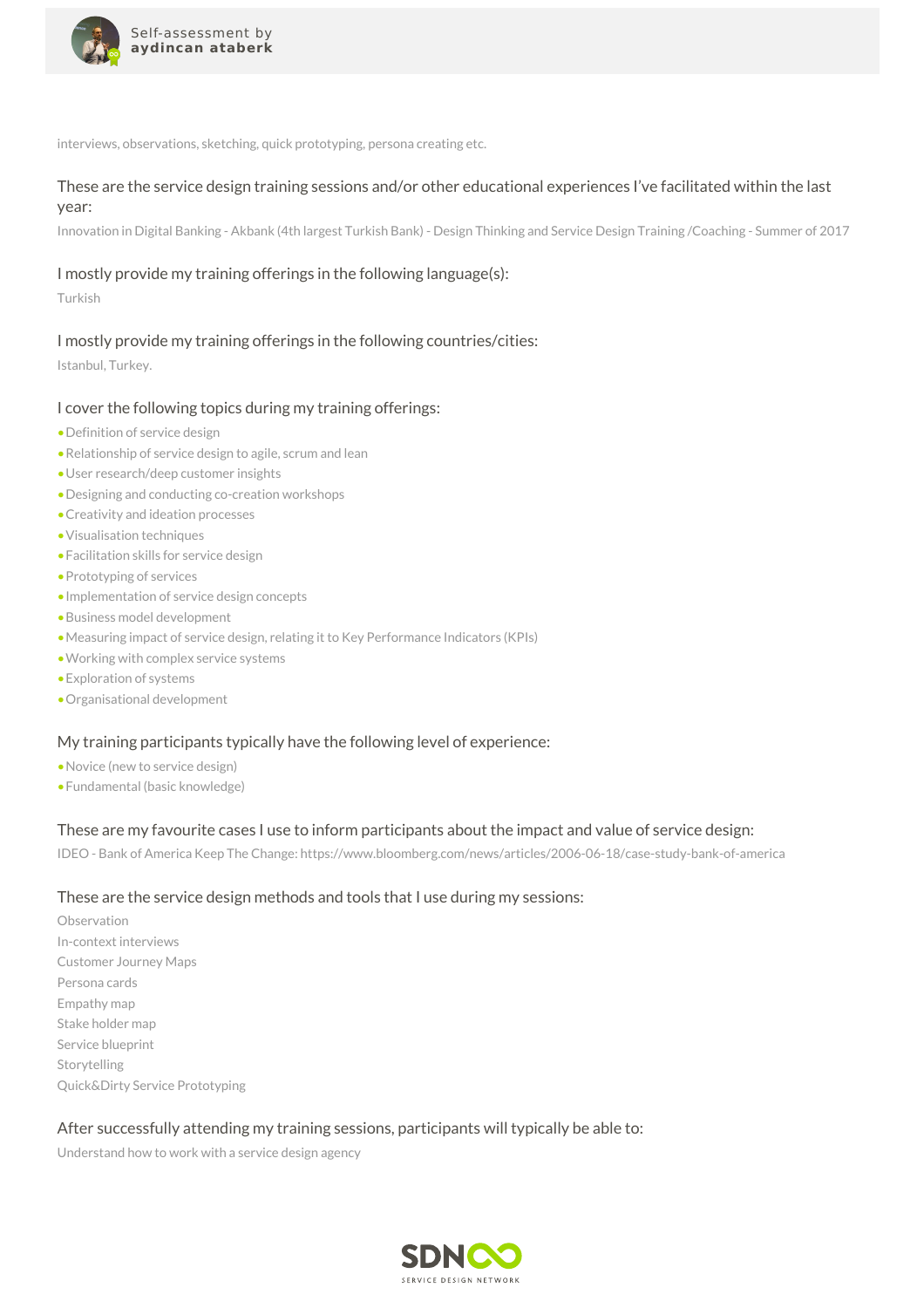interviews, observations, sketching, quick prototyping, persona creating etc.

### These are the service design training sessions and/or other educational experiences I've facilitated within the last year:

Innovation in Digital Banking - Akbank (4th largest Turkish Bank) - Design Thinking and Service Design Training /Coaching - Summer of 2017

### I mostly provide my training offerings in the following language(s):

Turkish

### I mostly provide my training offerings in the following countries/cities:

Istanbul, Turkey.

### I cover the following topics during my training offerings:

- Definition of service design
- Relationship of service design to agile, scrum and lean
- User research/deep customer insights
- Designing and conducting co-creation workshops
- Creativity and ideation processes
- Visualisation techniques
- Facilitation skills for service design
- Prototyping of services
- Implementation of service design concepts
- Business model development
- Measuring impact of service design, relating it to Key Performance Indicators (KPIs)
- Working with complex service systems
- Exploration of systems
- Organisational development

### My training participants typically have the following level of experience:

- Novice (new to service design)
- Fundamental (basic knowledge)

### These are my favourite cases I use to inform participants about the impact and value of service design:

IDEO - Bank of America Keep The Change: https://www.bloomberg.com/news/articles/2006-06-18/case-study-bank-of-america

### These are the service design methods and tools that I use during my sessions:

Observation
In-context interviews
Customer Journey Maps
Persona cards
Empathy map
Stake holder map
Service blueprint
Storytelling
Quick&Dirty Service Prototyping

### After successfully attending my training sessions, participants will typically be able to:

Understand how to work with a service design agency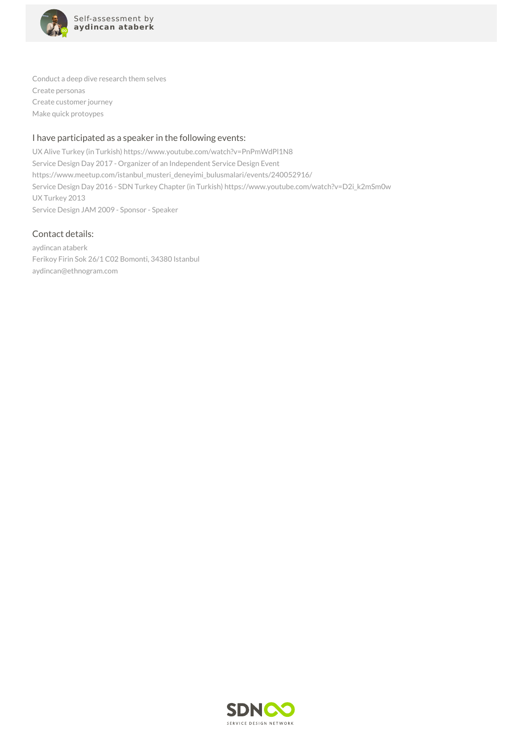Conduct a deep dive research them selves
Create personas
Create customer journey
Make quick protoypes

### I have participated as a speaker in the following events:

UX Alive Turkey (in Turkish) https://www.youtube.com/watch?v=PnPmWdPl1N8
Service Design Day 2017 - Organizer of an Independent Service Design Event
https://www.meetup.com/istanbul_musteri_deneyimi_bulusmalari/events/240052916/
Service Design Day 2016 - SDN Turkey Chapter (in Turkish) https://www.youtube.com/watch?v=D2i_k2mSm0w
UX Turkey 2013
Service Design JAM 2009 - Sponsor - Speaker

### Contact details:

aydincan ataberk
Ferikoy Firin Sok 26/1 C02 Bomonti, 34380 Istanbul
aydincan@ethnogram.com